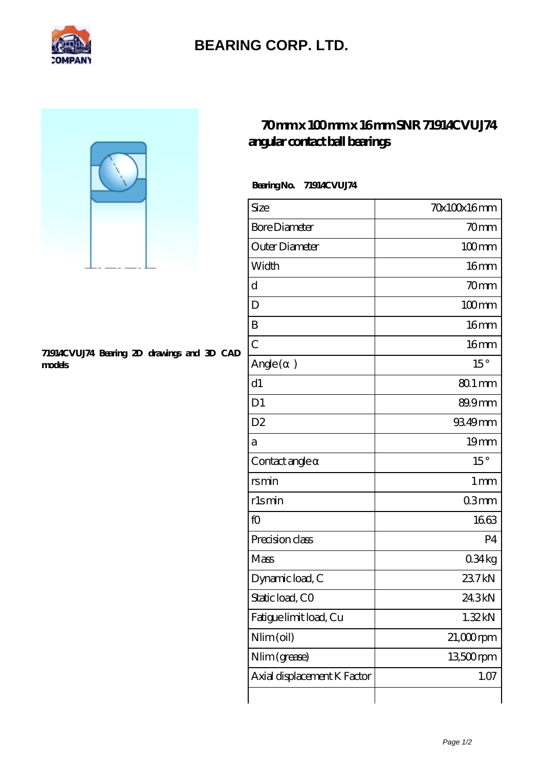# BEARING CORP. LTD.

## 70 mm x 100 mm x 16 mm SNR 71914CVUJ74 angular contact ball bearings

71914CVUJ74 Bearing 2D drawings and 3D CAD models

**Bearing No. 71914CVUJ74**

| Size | 70x100x16 mm |
|---|---|
| Bore Diameter | 70 mm |
| Outer Diameter | 100 mm |
| Width | 16 mm |
| d | 70 mm |
| D | 100 mm |
| B | 16 mm |
| C | 16 mm |
| Angle (α) | 15 ° |
| d1 | 80.1 mm |
| D1 | 89.9 mm |
| D2 | 93.49 mm |
| a | 19 mm |
| Contact angle α | 15 ° |
| rs min | 1 mm |
| r1s min | 0.3 mm |
| f0 | 16.63 |
| Precision class | P4 |
| Mass | 0.34 kg |
| Dynamic load, C | 23.7 kN |
| Static load, C0 | 24.3 kN |
| Fatigue limit load, Cu | 1.32 kN |
| Nlim (oil) | 21,000 rpm |
| Nlim (grease) | 13,500 rpm |
| Axial displacement K Factor | 1.07 |
| | |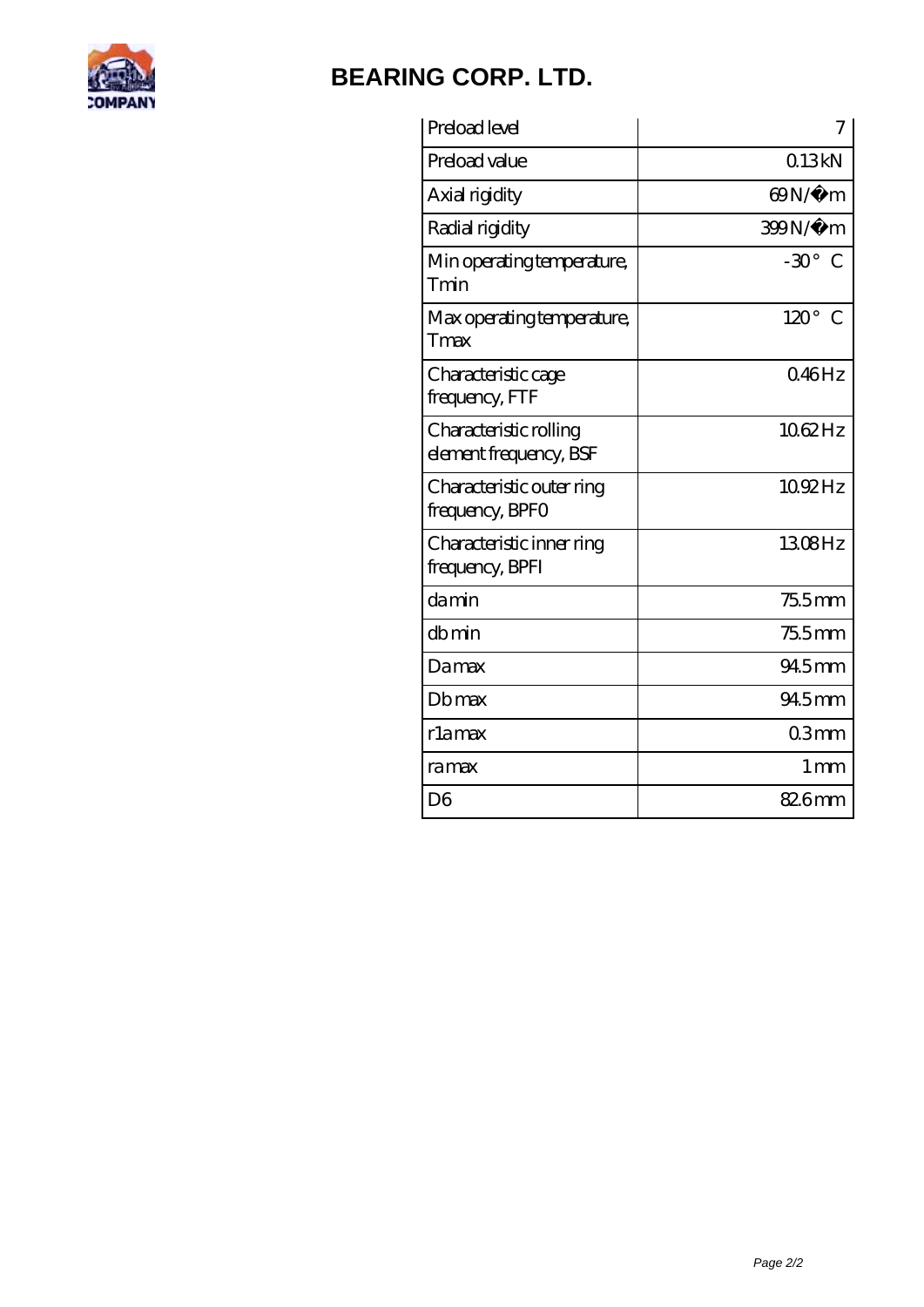| | |
|---|---|
| Preload level | 7 |
| Preload value | 0.13 kN |
| Axial rigidity | 69 N/�m |
| Radial rigidity | 399 N/�m |
| Min operating temperature, Tmin | -30 ° C |
| Max operating temperature, Tmax | 120 ° C |
| Characteristic cage frequency, FTF | 0.46 Hz |
| Characteristic rolling element frequency, BSF | 10.62 Hz |
| Characteristic outer ring frequency, BPF0 | 10.92 Hz |
| Characteristic inner ring frequency, BPFI | 13.08 Hz |
| da min | 75.5 mm |
| db min | 75.5 mm |
| Da max | 94.5 mm |
| Db max | 94.5 mm |
| r1a max | 0.3 mm |
| ra max | 1 mm |
| D6 | 82.6 mm |